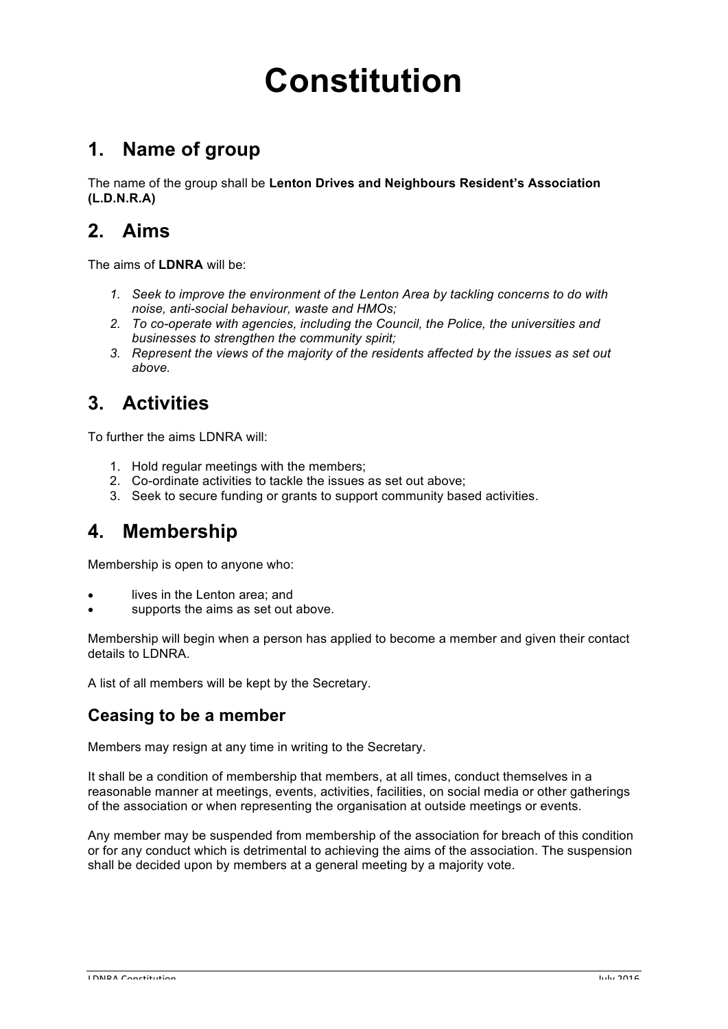# Constitution

## 1. Name of group

The name of the group shall be **Lenton Drives and Neighbours Resident's Association (L.D.N.R.A)**

## 2. Aims

The aims of **LDNRA** will be:

1. *Seek to improve the environment of the Lenton Area by tackling concerns to do with noise, anti-social behaviour, waste and HMOs;*
2. *To co-operate with agencies, including the Council, the Police, the universities and businesses to strengthen the community spirit;*
3. *Represent the views of the majority of the residents affected by the issues as set out above.*

## 3. Activities

To further the aims LDNRA will:

1. Hold regular meetings with the members;
2. Co-ordinate activities to tackle the issues as set out above;
3. Seek to secure funding or grants to support community based activities.

## 4. Membership

Membership is open to anyone who:

- lives in the Lenton area; and
- supports the aims as set out above.

Membership will begin when a person has applied to become a member and given their contact details to LDNRA.

A list of all members will be kept by the Secretary.

### Ceasing to be a member

Members may resign at any time in writing to the Secretary.

It shall be a condition of membership that members, at all times, conduct themselves in a reasonable manner at meetings, events, activities, facilities, on social media or other gatherings of the association or when representing the organisation at outside meetings or events.

Any member may be suspended from membership of the association for breach of this condition or for any conduct which is detrimental to achieving the aims of the association. The suspension shall be decided upon by members at a general meeting by a majority vote.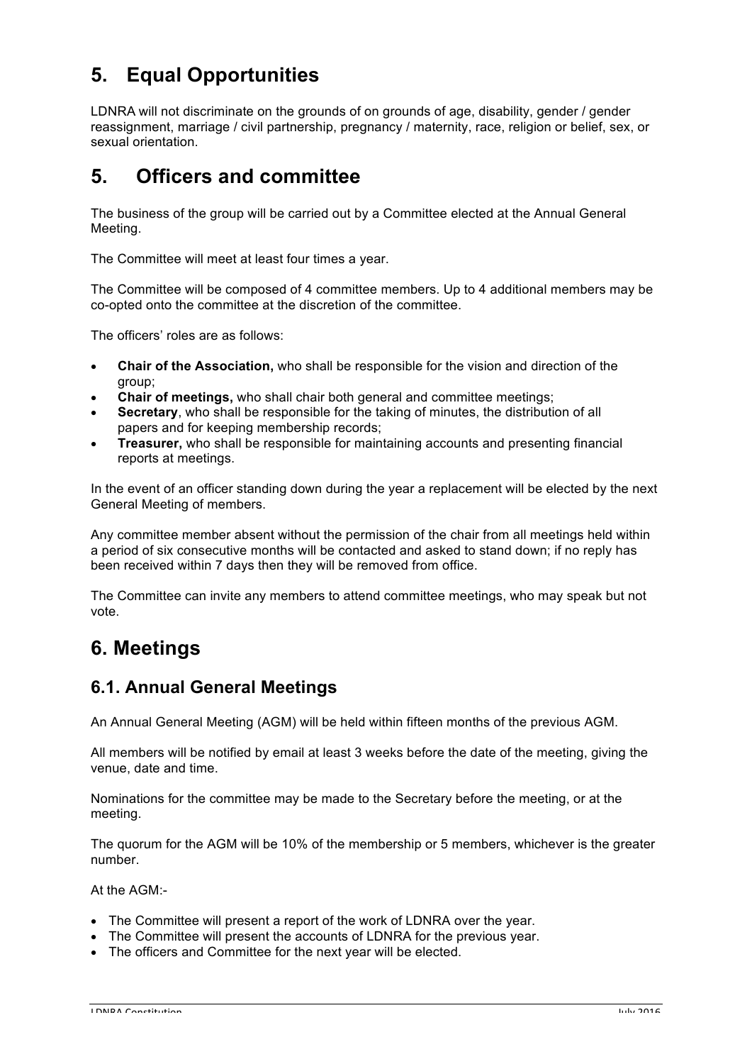# 5. Equal Opportunities

LDNRA will not discriminate on the grounds of on grounds of age, disability, gender / gender reassignment, marriage / civil partnership, pregnancy / maternity, race, religion or belief, sex, or sexual orientation.

# 5. Officers and committee

The business of the group will be carried out by a Committee elected at the Annual General Meeting.

The Committee will meet at least four times a year.

The Committee will be composed of 4 committee members. Up to 4 additional members may be co-opted onto the committee at the discretion of the committee.

The officers' roles are as follows:

- **Chair of the Association,** who shall be responsible for the vision and direction of the group;
- **Chair of meetings,** who shall chair both general and committee meetings;
- **Secretary**, who shall be responsible for the taking of minutes, the distribution of all papers and for keeping membership records;
- **Treasurer,** who shall be responsible for maintaining accounts and presenting financial reports at meetings.

In the event of an officer standing down during the year a replacement will be elected by the next General Meeting of members.

Any committee member absent without the permission of the chair from all meetings held within a period of six consecutive months will be contacted and asked to stand down; if no reply has been received within 7 days then they will be removed from office.

The Committee can invite any members to attend committee meetings, who may speak but not vote.

# 6. Meetings

## 6.1. Annual General Meetings

An Annual General Meeting (AGM) will be held within fifteen months of the previous AGM.

All members will be notified by email at least 3 weeks before the date of the meeting, giving the venue, date and time.

Nominations for the committee may be made to the Secretary before the meeting, or at the meeting.

The quorum for the AGM will be 10% of the membership or 5 members, whichever is the greater number.

At the AGM:-

- The Committee will present a report of the work of LDNRA over the year.
- The Committee will present the accounts of LDNRA for the previous year.
- The officers and Committee for the next year will be elected.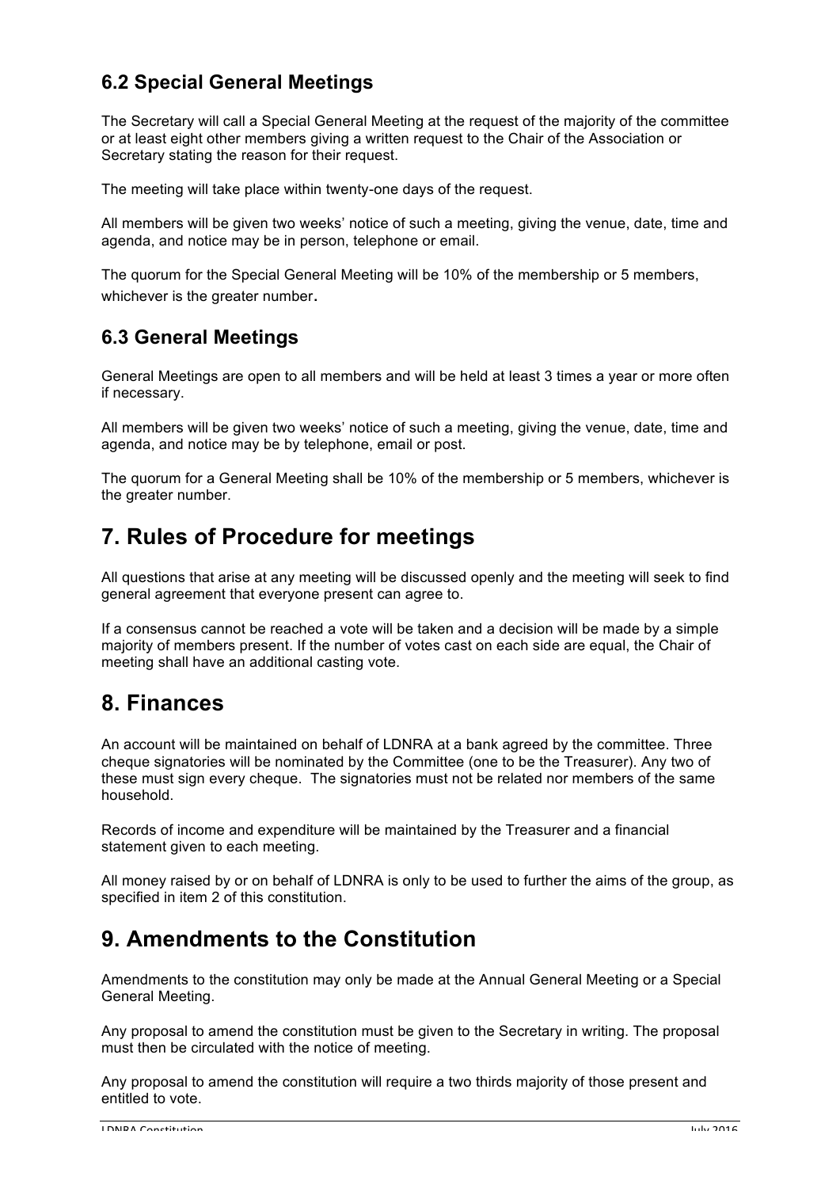### 6.2 Special General Meetings

The Secretary will call a Special General Meeting at the request of the majority of the committee or at least eight other members giving a written request to the Chair of the Association or Secretary stating the reason for their request.

The meeting will take place within twenty-one days of the request.

All members will be given two weeks' notice of such a meeting, giving the venue, date, time and agenda, and notice may be in person, telephone or email.

The quorum for the Special General Meeting will be 10% of the membership or 5 members, whichever is the greater number.

### 6.3 General Meetings

General Meetings are open to all members and will be held at least 3 times a year or more often if necessary.

All members will be given two weeks' notice of such a meeting, giving the venue, date, time and agenda, and notice may be by telephone, email or post.

The quorum for a General Meeting shall be 10% of the membership or 5 members, whichever is the greater number.

## 7. Rules of Procedure for meetings

All questions that arise at any meeting will be discussed openly and the meeting will seek to find general agreement that everyone present can agree to.

If a consensus cannot be reached a vote will be taken and a decision will be made by a simple majority of members present. If the number of votes cast on each side are equal, the Chair of meeting shall have an additional casting vote.

## 8. Finances

An account will be maintained on behalf of LDNRA at a bank agreed by the committee. Three cheque signatories will be nominated by the Committee (one to be the Treasurer). Any two of these must sign every cheque. The signatories must not be related nor members of the same household.

Records of income and expenditure will be maintained by the Treasurer and a financial statement given to each meeting.

All money raised by or on behalf of LDNRA is only to be used to further the aims of the group, as specified in item 2 of this constitution.

## 9. Amendments to the Constitution

Amendments to the constitution may only be made at the Annual General Meeting or a Special General Meeting.

Any proposal to amend the constitution must be given to the Secretary in writing. The proposal must then be circulated with the notice of meeting.

Any proposal to amend the constitution will require a two thirds majority of those present and entitled to vote.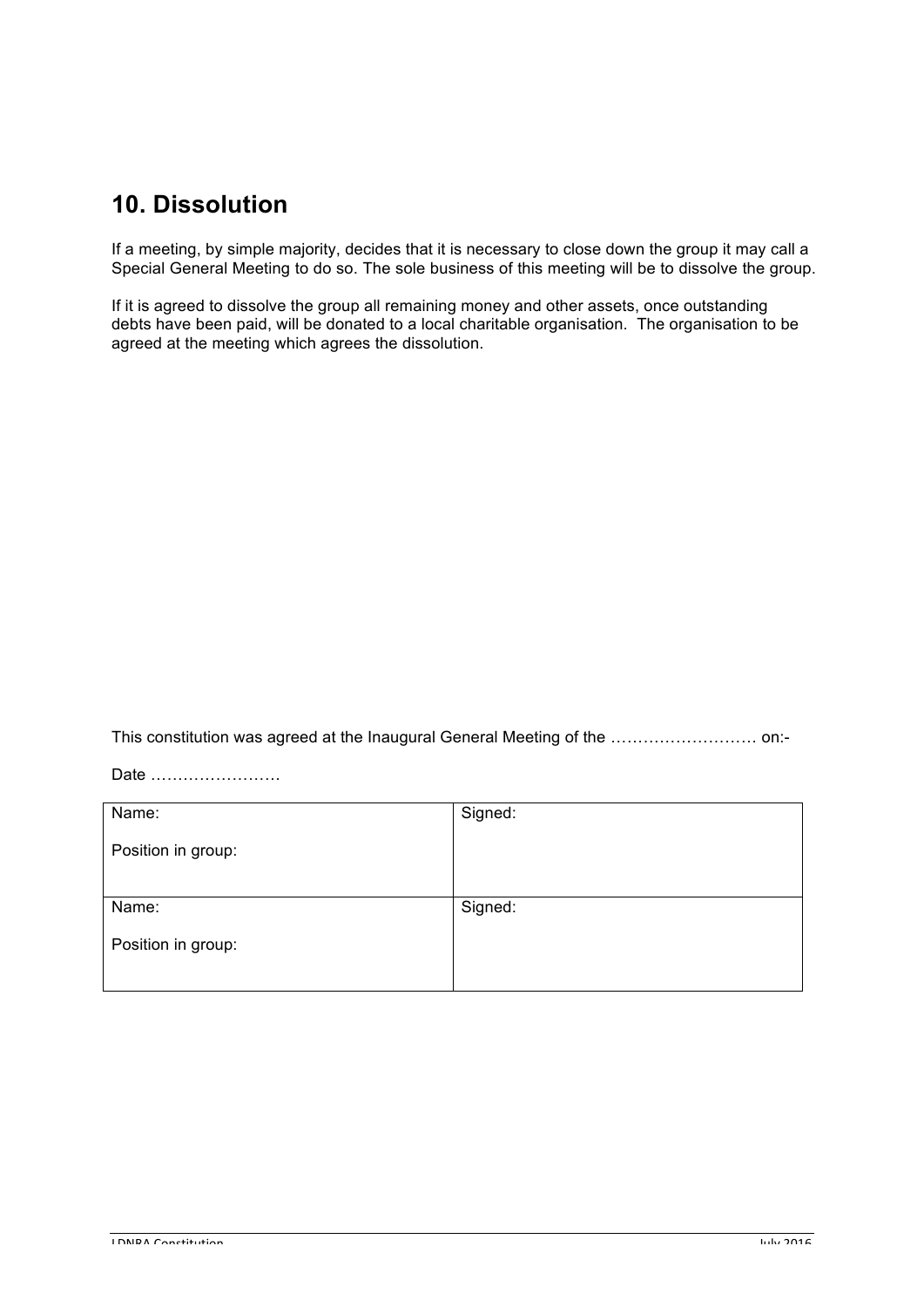## 10. Dissolution

If a meeting, by simple majority, decides that it is necessary to close down the group it may call a Special General Meeting to do so. The sole business of this meeting will be to dissolve the group.

If it is agreed to dissolve the group all remaining money and other assets, once outstanding debts have been paid, will be donated to a local charitable organisation. The organisation to be agreed at the meeting which agrees the dissolution.

This constitution was agreed at the Inaugural General Meeting of the ……………………… on:-

Date ……………………

| | |
|---|---|
| Name:<br><br>Position in group: | Signed: |
| Name:<br><br>Position in group: | Signed: |